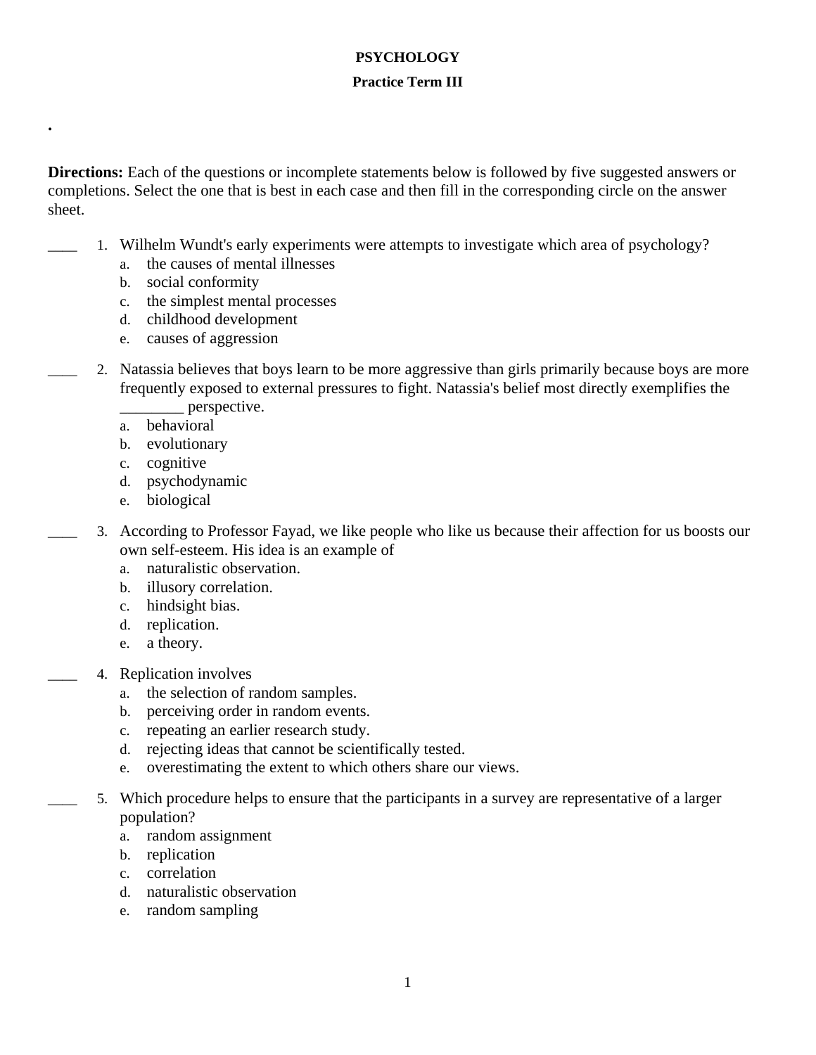**PSYCHOLOGY**

**Practice Term III**

.

**Directions:** Each of the questions or incomplete statements below is followed by five suggested answers or completions. Select the one that is best in each case and then fill in the corresponding circle on the answer sheet.

____ 1. Wilhelm Wundt's early experiments were attempts to investigate which area of psychology?
   a. the causes of mental illnesses
   b. social conformity
   c. the simplest mental processes
   d. childhood development
   e. causes of aggression

____ 2. Natassia believes that boys learn to be more aggressive than girls primarily because boys are more frequently exposed to external pressures to fight. Natassia's belief most directly exemplifies the ________ perspective.
   a. behavioral
   b. evolutionary
   c. cognitive
   d. psychodynamic
   e. biological

____ 3. According to Professor Fayad, we like people who like us because their affection for us boosts our own self-esteem. His idea is an example of
   a. naturalistic observation.
   b. illusory correlation.
   c. hindsight bias.
   d. replication.
   e. a theory.

____ 4. Replication involves
   a. the selection of random samples.
   b. perceiving order in random events.
   c. repeating an earlier research study.
   d. rejecting ideas that cannot be scientifically tested.
   e. overestimating the extent to which others share our views.

____ 5. Which procedure helps to ensure that the participants in a survey are representative of a larger population?
   a. random assignment
   b. replication
   c. correlation
   d. naturalistic observation
   e. random sampling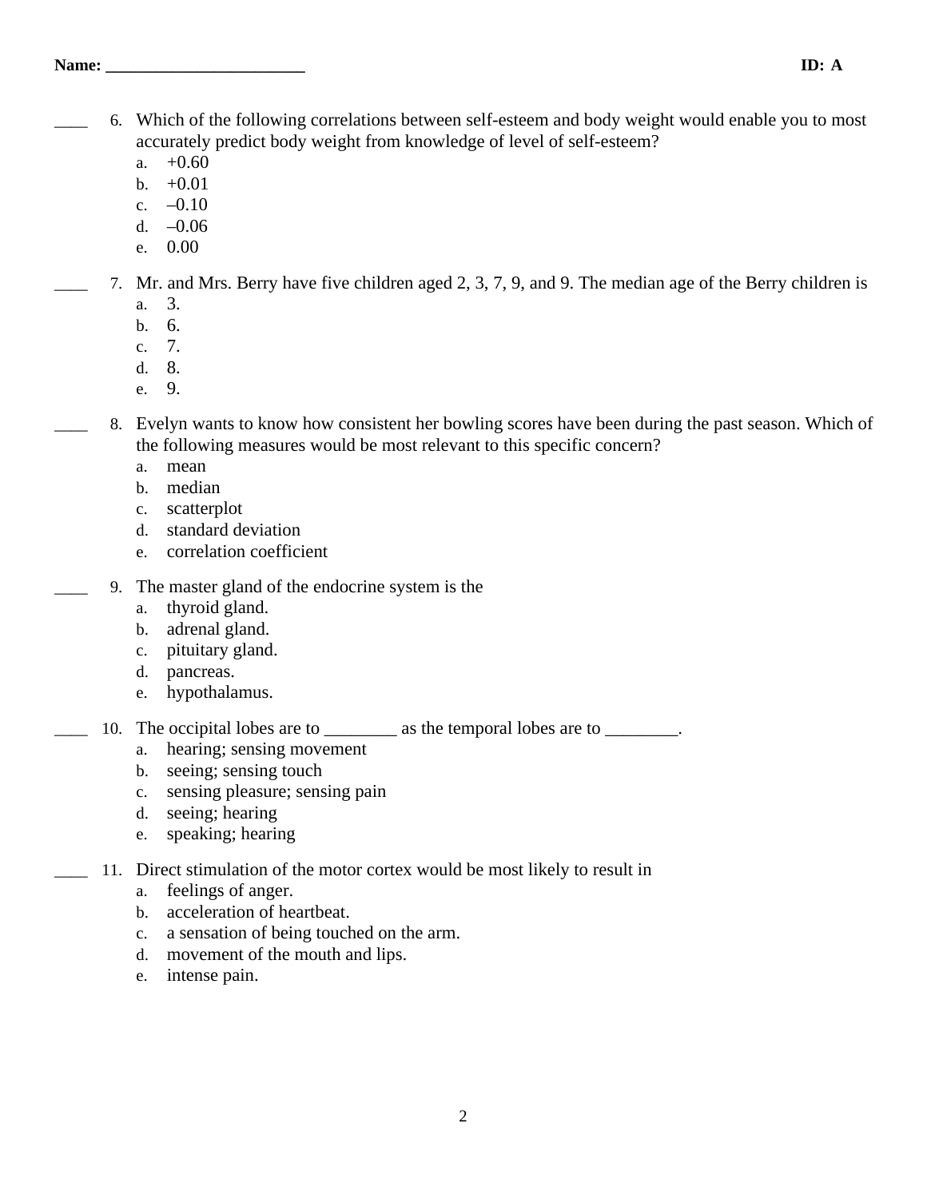Name: ________________________ ID: A

____ 6. Which of the following correlations between self-esteem and body weight would enable you to most accurately predict body weight from knowledge of level of self-esteem?

a. +0.60
b. +0.01
c. –0.10
d. –0.06
e. 0.00

____ 7. Mr. and Mrs. Berry have five children aged 2, 3, 7, 9, and 9. The median age of the Berry children is

a. 3.
b. 6.
c. 7.
d. 8.
e. 9.

____ 8. Evelyn wants to know how consistent her bowling scores have been during the past season. Which of the following measures would be most relevant to this specific concern?

a. mean
b. median
c. scatterplot
d. standard deviation
e. correlation coefficient

____ 9. The master gland of the endocrine system is the

a. thyroid gland.
b. adrenal gland.
c. pituitary gland.
d. pancreas.
e. hypothalamus.

____ 10. The occipital lobes are to ________ as the temporal lobes are to ________.

a. hearing; sensing movement
b. seeing; sensing touch
c. sensing pleasure; sensing pain
d. seeing; hearing
e. speaking; hearing

____ 11. Direct stimulation of the motor cortex would be most likely to result in

a. feelings of anger.
b. acceleration of heartbeat.
c. a sensation of being touched on the arm.
d. movement of the mouth and lips.
e. intense pain.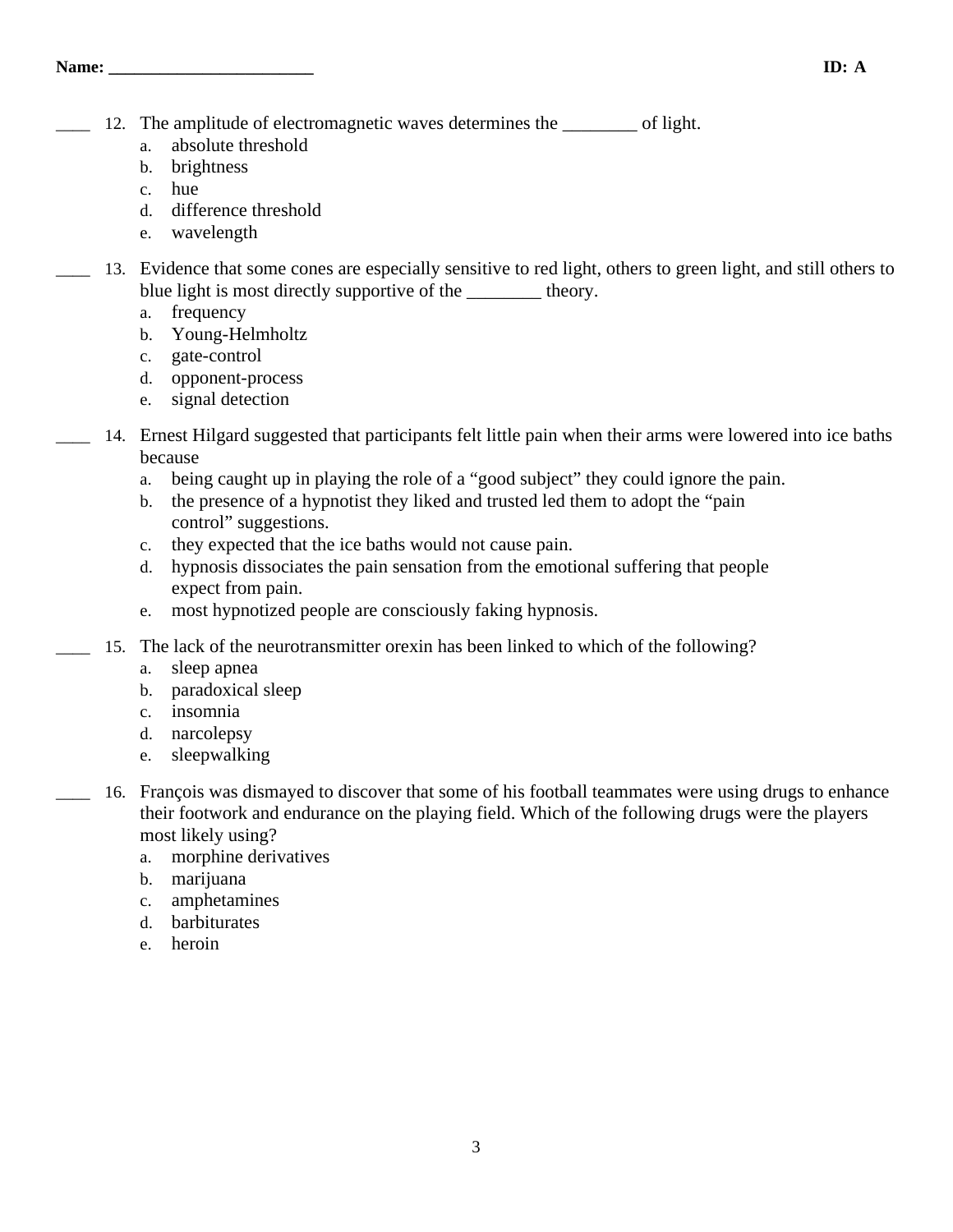____ 12. The amplitude of electromagnetic waves determines the ________ of light.
   a. absolute threshold
   b. brightness
   c. hue
   d. difference threshold
   e. wavelength

____ 13. Evidence that some cones are especially sensitive to red light, others to green light, and still others to blue light is most directly supportive of the ________ theory.
   a. frequency
   b. Young-Helmholtz
   c. gate-control
   d. opponent-process
   e. signal detection

____ 14. Ernest Hilgard suggested that participants felt little pain when their arms were lowered into ice baths because
   a. being caught up in playing the role of a "good subject" they could ignore the pain.
   b. the presence of a hypnotist they liked and trusted led them to adopt the "pain control" suggestions.
   c. they expected that the ice baths would not cause pain.
   d. hypnosis dissociates the pain sensation from the emotional suffering that people expect from pain.
   e. most hypnotized people are consciously faking hypnosis.

____ 15. The lack of the neurotransmitter orexin has been linked to which of the following?
   a. sleep apnea
   b. paradoxical sleep
   c. insomnia
   d. narcolepsy
   e. sleepwalking

____ 16. François was dismayed to discover that some of his football teammates were using drugs to enhance their footwork and endurance on the playing field. Which of the following drugs were the players most likely using?
   a. morphine derivatives
   b. marijuana
   c. amphetamines
   d. barbiturates
   e. heroin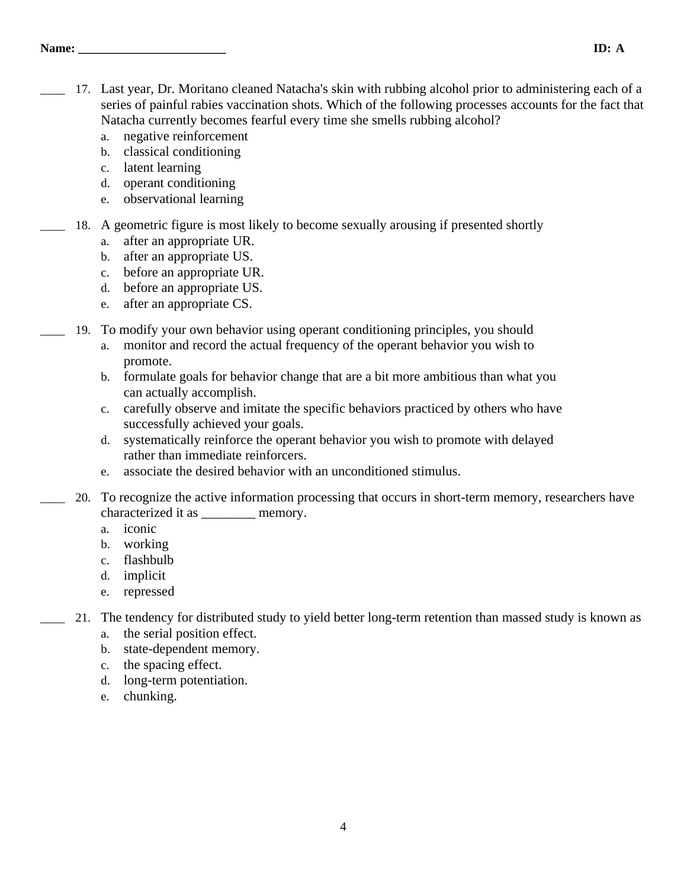**Name: ________________________** **ID: A**

____ 17. Last year, Dr. Moritano cleaned Natacha's skin with rubbing alcohol prior to administering each of a series of painful rabies vaccination shots. Which of the following processes accounts for the fact that Natacha currently becomes fearful every time she smells rubbing alcohol?

a. negative reinforcement
b. classical conditioning
c. latent learning
d. operant conditioning
e. observational learning

____ 18. A geometric figure is most likely to become sexually arousing if presented shortly

a. after an appropriate UR.
b. after an appropriate US.
c. before an appropriate UR.
d. before an appropriate US.
e. after an appropriate CS.

____ 19. To modify your own behavior using operant conditioning principles, you should

a. monitor and record the actual frequency of the operant behavior you wish to promote.
b. formulate goals for behavior change that are a bit more ambitious than what you can actually accomplish.
c. carefully observe and imitate the specific behaviors practiced by others who have successfully achieved your goals.
d. systematically reinforce the operant behavior you wish to promote with delayed rather than immediate reinforcers.
e. associate the desired behavior with an unconditioned stimulus.

____ 20. To recognize the active information processing that occurs in short-term memory, researchers have characterized it as ________ memory.

a. iconic
b. working
c. flashbulb
d. implicit
e. repressed

____ 21. The tendency for distributed study to yield better long-term retention than massed study is known as

a. the serial position effect.
b. state-dependent memory.
c. the spacing effect.
d. long-term potentiation.
e. chunking.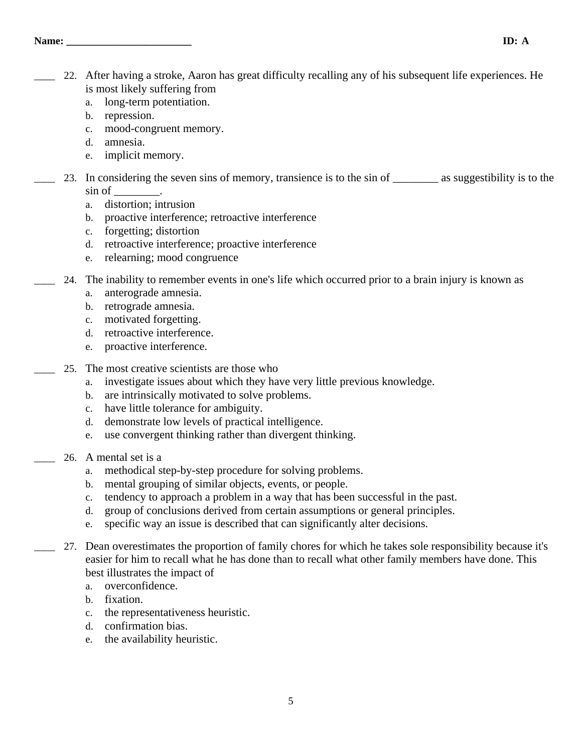____ 22. After having a stroke, Aaron has great difficulty recalling any of his subsequent life experiences. He is most likely suffering from

a. long-term potentiation.
b. repression.
c. mood-congruent memory.
d. amnesia.
e. implicit memory.

____ 23. In considering the seven sins of memory, transience is to the sin of ________ as suggestibility is to the sin of ________.

a. distortion; intrusion
b. proactive interference; retroactive interference
c. forgetting; distortion
d. retroactive interference; proactive interference
e. relearning; mood congruence

____ 24. The inability to remember events in one's life which occurred prior to a brain injury is known as

a. anterograde amnesia.
b. retrograde amnesia.
c. motivated forgetting.
d. retroactive interference.
e. proactive interference.

____ 25. The most creative scientists are those who

a. investigate issues about which they have very little previous knowledge.
b. are intrinsically motivated to solve problems.
c. have little tolerance for ambiguity.
d. demonstrate low levels of practical intelligence.
e. use convergent thinking rather than divergent thinking.

____ 26. A mental set is a

a. methodical step-by-step procedure for solving problems.
b. mental grouping of similar objects, events, or people.
c. tendency to approach a problem in a way that has been successful in the past.
d. group of conclusions derived from certain assumptions or general principles.
e. specific way an issue is described that can significantly alter decisions.

____ 27. Dean overestimates the proportion of family chores for which he takes sole responsibility because it's easier for him to recall what he has done than to recall what other family members have done. This best illustrates the impact of

a. overconfidence.
b. fixation.
c. the representativeness heuristic.
d. confirmation bias.
e. the availability heuristic.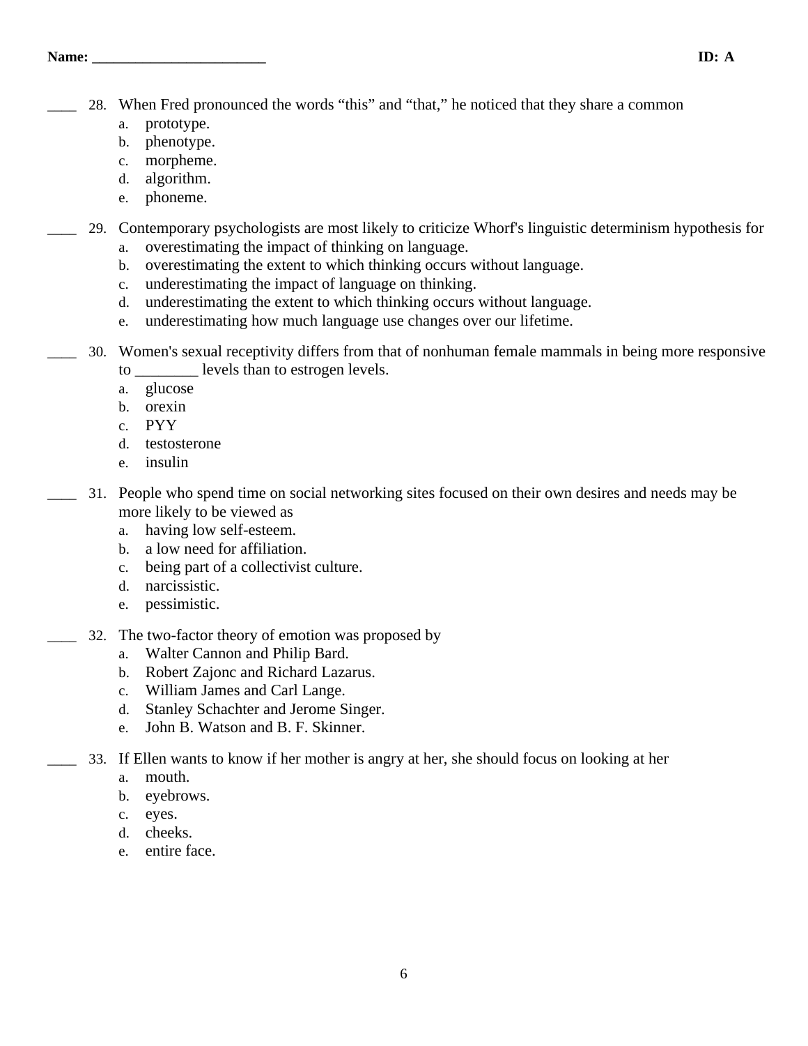**Name: \_\_\_\_\_\_\_\_\_\_\_\_\_\_\_\_\_\_\_\_\_\_\_\_** **ID: A**

\_\_\_\_ 28. When Fred pronounced the words "this" and "that," he noticed that they share a common

a. prototype.
b. phenotype.
c. morpheme.
d. algorithm.
e. phoneme.

\_\_\_\_ 29. Contemporary psychologists are most likely to criticize Whorf's linguistic determinism hypothesis for

a. overestimating the impact of thinking on language.
b. overestimating the extent to which thinking occurs without language.
c. underestimating the impact of language on thinking.
d. underestimating the extent to which thinking occurs without language.
e. underestimating how much language use changes over our lifetime.

\_\_\_\_ 30. Women's sexual receptivity differs from that of nonhuman female mammals in being more responsive to \_\_\_\_\_\_\_\_ levels than to estrogen levels.

a. glucose
b. orexin
c. PYY
d. testosterone
e. insulin

\_\_\_\_ 31. People who spend time on social networking sites focused on their own desires and needs may be more likely to be viewed as

a. having low self-esteem.
b. a low need for affiliation.
c. being part of a collectivist culture.
d. narcissistic.
e. pessimistic.

\_\_\_\_ 32. The two-factor theory of emotion was proposed by

a. Walter Cannon and Philip Bard.
b. Robert Zajonc and Richard Lazarus.
c. William James and Carl Lange.
d. Stanley Schachter and Jerome Singer.
e. John B. Watson and B. F. Skinner.

\_\_\_\_ 33. If Ellen wants to know if her mother is angry at her, she should focus on looking at her

a. mouth.
b. eyebrows.
c. eyes.
d. cheeks.
e. entire face.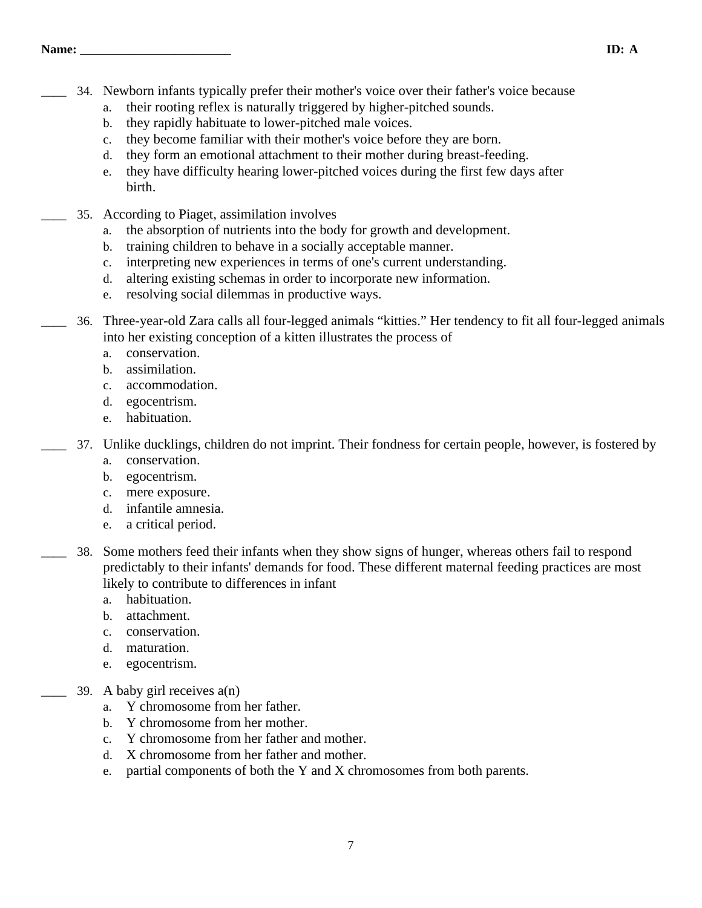**Name: ________________________** **ID: A**

____ 34. Newborn infants typically prefer their mother's voice over their father's voice because
- a. their rooting reflex is naturally triggered by higher-pitched sounds.
- b. they rapidly habituate to lower-pitched male voices.
- c. they become familiar with their mother's voice before they are born.
- d. they form an emotional attachment to their mother during breast-feeding.
- e. they have difficulty hearing lower-pitched voices during the first few days after birth.

____ 35. According to Piaget, assimilation involves
- a. the absorption of nutrients into the body for growth and development.
- b. training children to behave in a socially acceptable manner.
- c. interpreting new experiences in terms of one's current understanding.
- d. altering existing schemas in order to incorporate new information.
- e. resolving social dilemmas in productive ways.

____ 36. Three-year-old Zara calls all four-legged animals "kitties." Her tendency to fit all four-legged animals into her existing conception of a kitten illustrates the process of
- a. conservation.
- b. assimilation.
- c. accommodation.
- d. egocentrism.
- e. habituation.

____ 37. Unlike ducklings, children do not imprint. Their fondness for certain people, however, is fostered by
- a. conservation.
- b. egocentrism.
- c. mere exposure.
- d. infantile amnesia.
- e. a critical period.

____ 38. Some mothers feed their infants when they show signs of hunger, whereas others fail to respond predictably to their infants' demands for food. These different maternal feeding practices are most likely to contribute to differences in infant
- a. habituation.
- b. attachment.
- c. conservation.
- d. maturation.
- e. egocentrism.

____ 39. A baby girl receives a(n)
- a. Y chromosome from her father.
- b. Y chromosome from her mother.
- c. Y chromosome from her father and mother.
- d. X chromosome from her father and mother.
- e. partial components of both the Y and X chromosomes from both parents.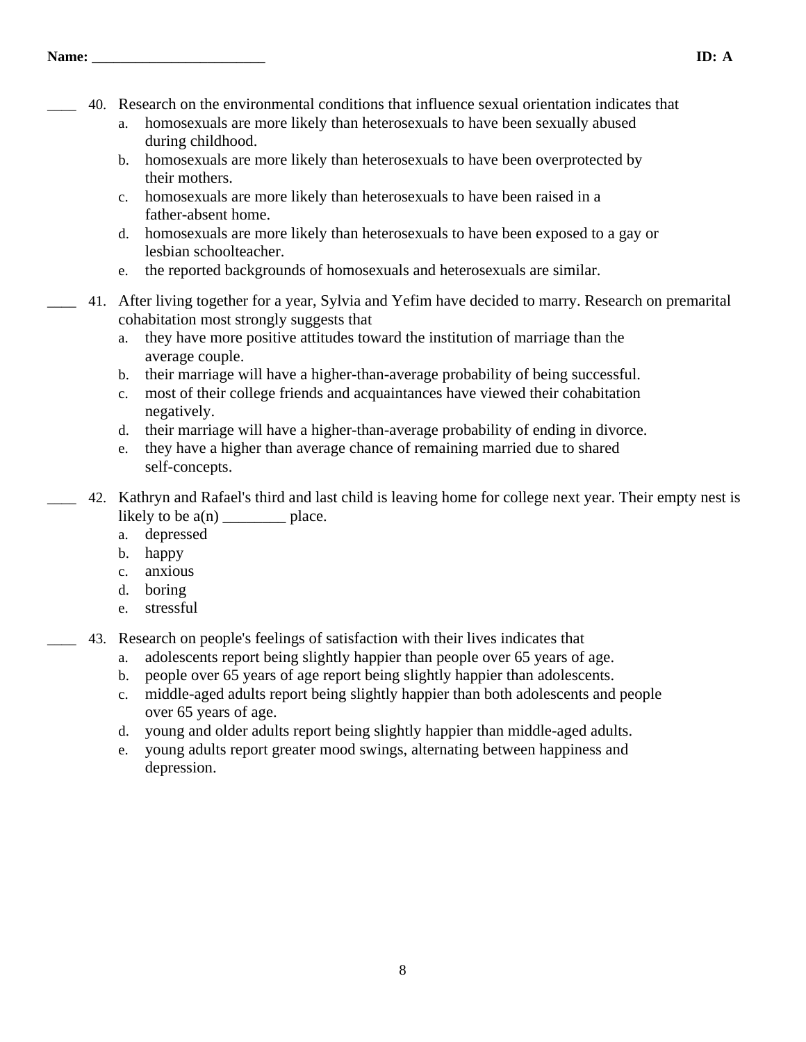Name: ________________________ ID: A

____ 40. Research on the environmental conditions that influence sexual orientation indicates that

a. homosexuals are more likely than heterosexuals to have been sexually abused during childhood.
b. homosexuals are more likely than heterosexuals to have been overprotected by their mothers.
c. homosexuals are more likely than heterosexuals to have been raised in a father-absent home.
d. homosexuals are more likely than heterosexuals to have been exposed to a gay or lesbian schoolteacher.
e. the reported backgrounds of homosexuals and heterosexuals are similar.

____ 41. After living together for a year, Sylvia and Yefim have decided to marry. Research on premarital cohabitation most strongly suggests that

a. they have more positive attitudes toward the institution of marriage than the average couple.
b. their marriage will have a higher-than-average probability of being successful.
c. most of their college friends and acquaintances have viewed their cohabitation negatively.
d. their marriage will have a higher-than-average probability of ending in divorce.
e. they have a higher than average chance of remaining married due to shared self-concepts.

____ 42. Kathryn and Rafael's third and last child is leaving home for college next year. Their empty nest is likely to be a(n) ________ place.

a. depressed
b. happy
c. anxious
d. boring
e. stressful

____ 43. Research on people's feelings of satisfaction with their lives indicates that

a. adolescents report being slightly happier than people over 65 years of age.
b. people over 65 years of age report being slightly happier than adolescents.
c. middle-aged adults report being slightly happier than both adolescents and people over 65 years of age.
d. young and older adults report being slightly happier than middle-aged adults.
e. young adults report greater mood swings, alternating between happiness and depression.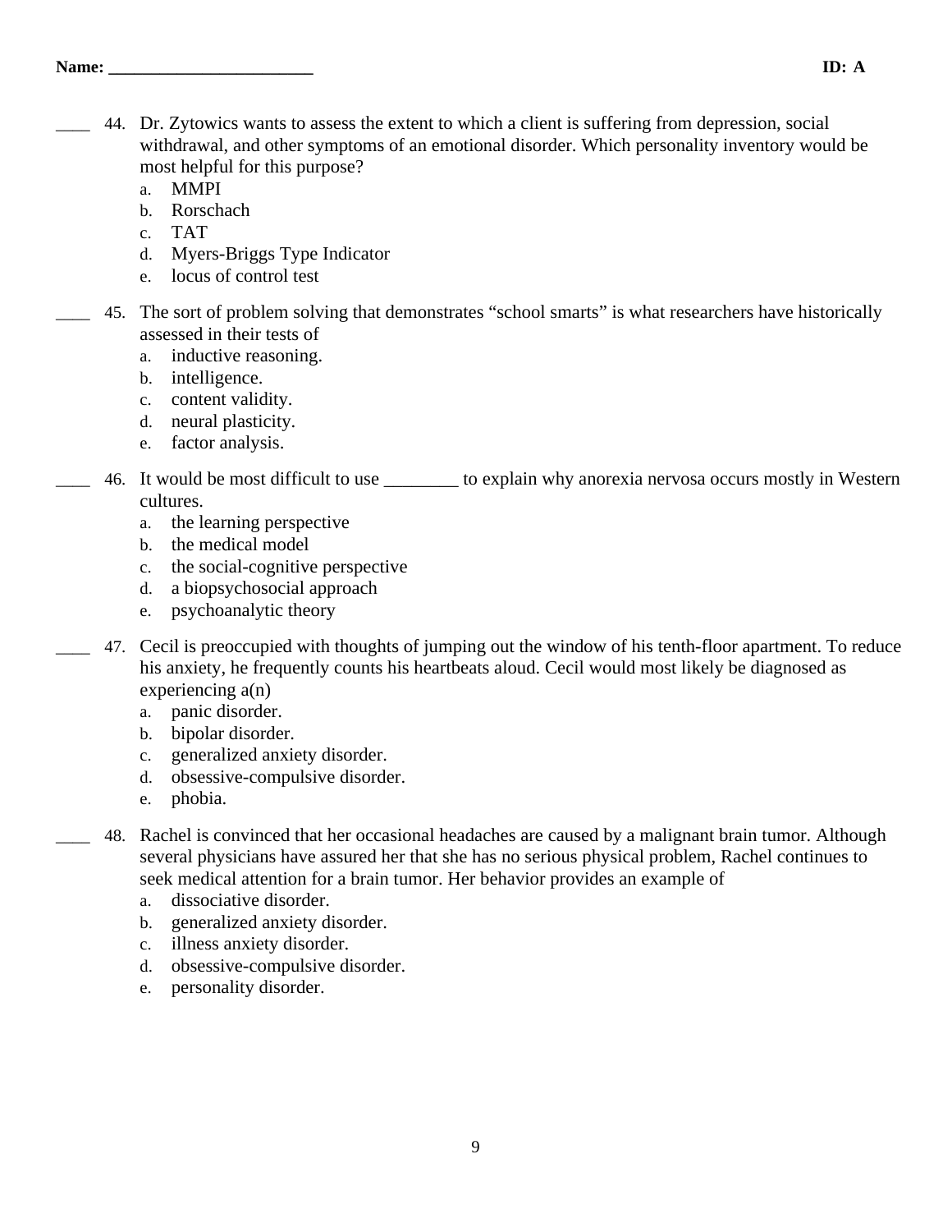Name: ________________________ ID: A

____ 44. Dr. Zytowics wants to assess the extent to which a client is suffering from depression, social withdrawal, and other symptoms of an emotional disorder. Which personality inventory would be most helpful for this purpose?

a. MMPI
b. Rorschach
c. TAT
d. Myers-Briggs Type Indicator
e. locus of control test

____ 45. The sort of problem solving that demonstrates "school smarts" is what researchers have historically assessed in their tests of

a. inductive reasoning.
b. intelligence.
c. content validity.
d. neural plasticity.
e. factor analysis.

____ 46. It would be most difficult to use ________ to explain why anorexia nervosa occurs mostly in Western cultures.

a. the learning perspective
b. the medical model
c. the social-cognitive perspective
d. a biopsychosocial approach
e. psychoanalytic theory

____ 47. Cecil is preoccupied with thoughts of jumping out the window of his tenth-floor apartment. To reduce his anxiety, he frequently counts his heartbeats aloud. Cecil would most likely be diagnosed as experiencing a(n)

a. panic disorder.
b. bipolar disorder.
c. generalized anxiety disorder.
d. obsessive-compulsive disorder.
e. phobia.

____ 48. Rachel is convinced that her occasional headaches are caused by a malignant brain tumor. Although several physicians have assured her that she has no serious physical problem, Rachel continues to seek medical attention for a brain tumor. Her behavior provides an example of

a. dissociative disorder.
b. generalized anxiety disorder.
c. illness anxiety disorder.
d. obsessive-compulsive disorder.
e. personality disorder.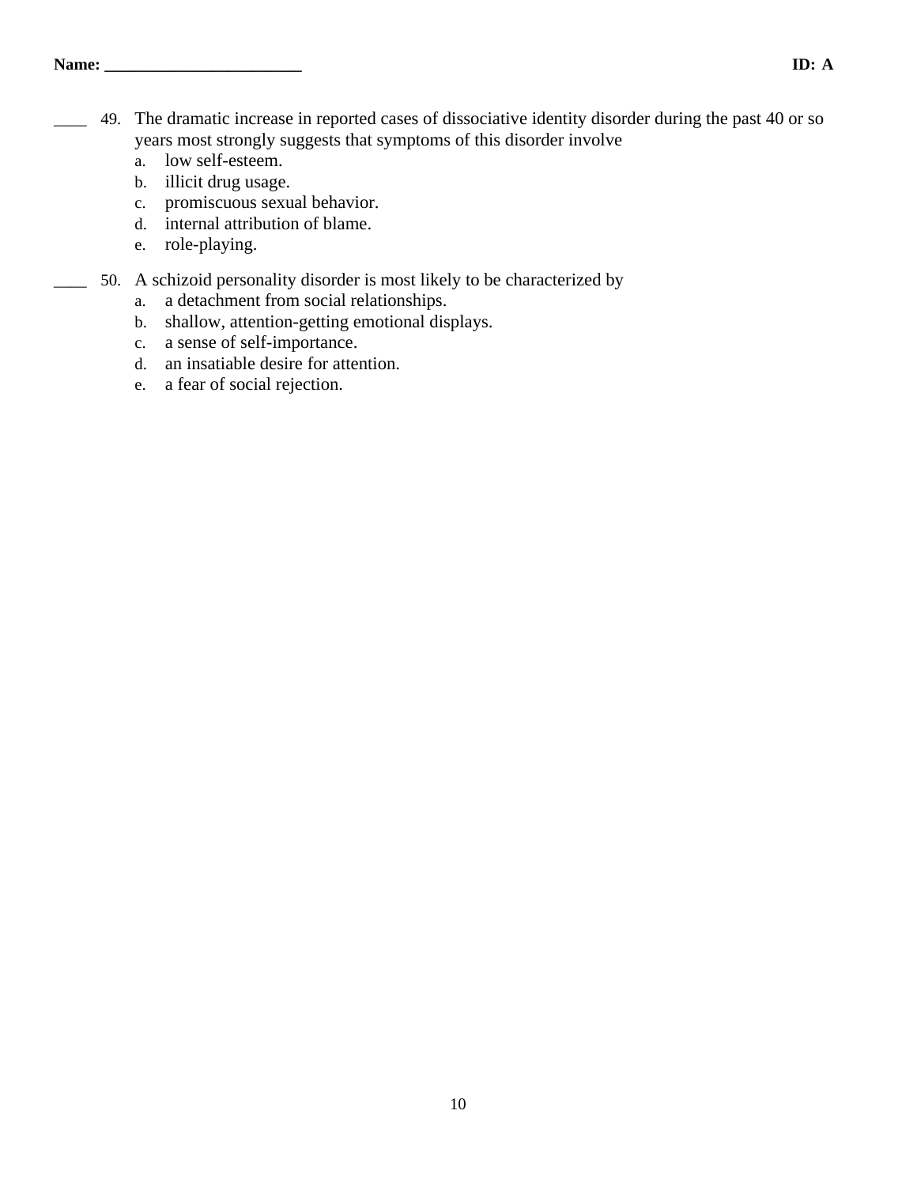**Name: ________________________ ID: A**

____ 49. The dramatic increase in reported cases of dissociative identity disorder during the past 40 or so years most strongly suggests that symptoms of this disorder involve

a. low self-esteem.
b. illicit drug usage.
c. promiscuous sexual behavior.
d. internal attribution of blame.
e. role-playing.

____ 50. A schizoid personality disorder is most likely to be characterized by

a. a detachment from social relationships.
b. shallow, attention-getting emotional displays.
c. a sense of self-importance.
d. an insatiable desire for attention.
e. a fear of social rejection.